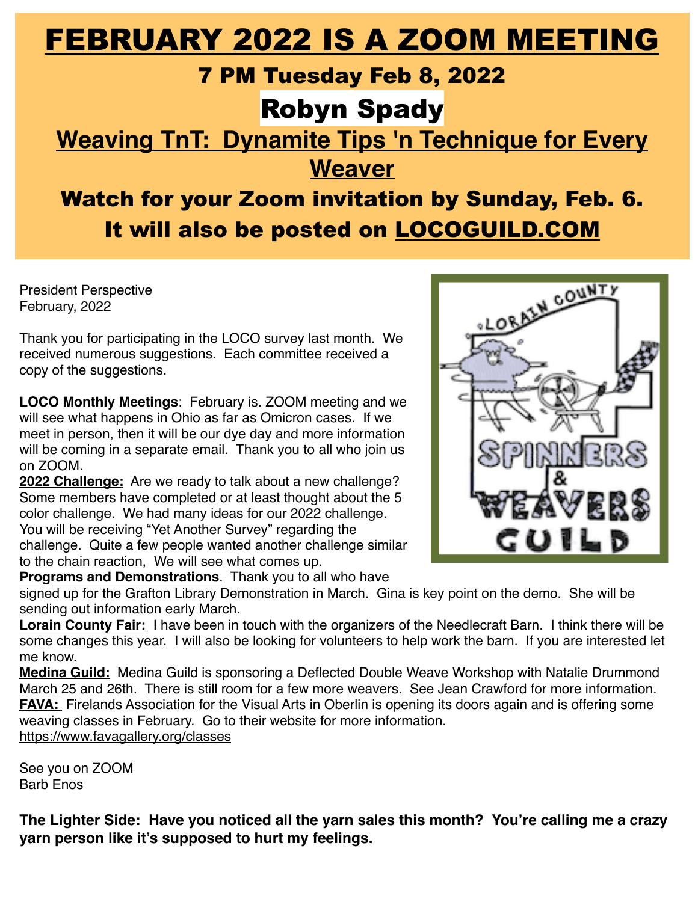# FEBRUARY 2022 IS A ZOOM MEETING

## 7 PM Tuesday Feb 8, 2022

## Robyn Spady

## Weaving TnT: Dynamite Tips 'n Technique for Every Weaver

## Watch for your Zoom invitation by Sunday, Feb. 6. It will also be posted on LOCOGUILD.COM

President Perspective
February, 2022

Thank you for participating in the LOCO survey last month. We received numerous suggestions. Each committee received a copy of the suggestions.

**LOCO Monthly Meetings**: February is. ZOOM meeting and we will see what happens in Ohio as far as Omicron cases. If we meet in person, then it will be our dye day and more information will be coming in a separate email. Thank you to all who join us on ZOOM.

**2022 Challenge:** Are we ready to talk about a new challenge? Some members have completed or at least thought about the 5 color challenge. We had many ideas for our 2022 challenge. You will be receiving "Yet Another Survey" regarding the challenge. Quite a few people wanted another challenge similar to the chain reaction, We will see what comes up.

**Programs and Demonstrations**. Thank you to all who have signed up for the Grafton Library Demonstration in March. Gina is key point on the demo. She will be sending out information early March.

**Lorain County Fair:** I have been in touch with the organizers of the Needlecraft Barn. I think there will be some changes this year. I will also be looking for volunteers to help work the barn. If you are interested let me know.

**Medina Guild:** Medina Guild is sponsoring a Deflected Double Weave Workshop with Natalie Drummond March 25 and 26th. There is still room for a few more weavers. See Jean Crawford for more information.

**FAVA:** Firelands Association for the Visual Arts in Oberlin is opening its doors again and is offering some weaving classes in February. Go to their website for more information.
https://www.favagallery.org/classes

See you on ZOOM
Barb Enos

**The Lighter Side: Have you noticed all the yarn sales this month? You're calling me a crazy yarn person like it's supposed to hurt my feelings.**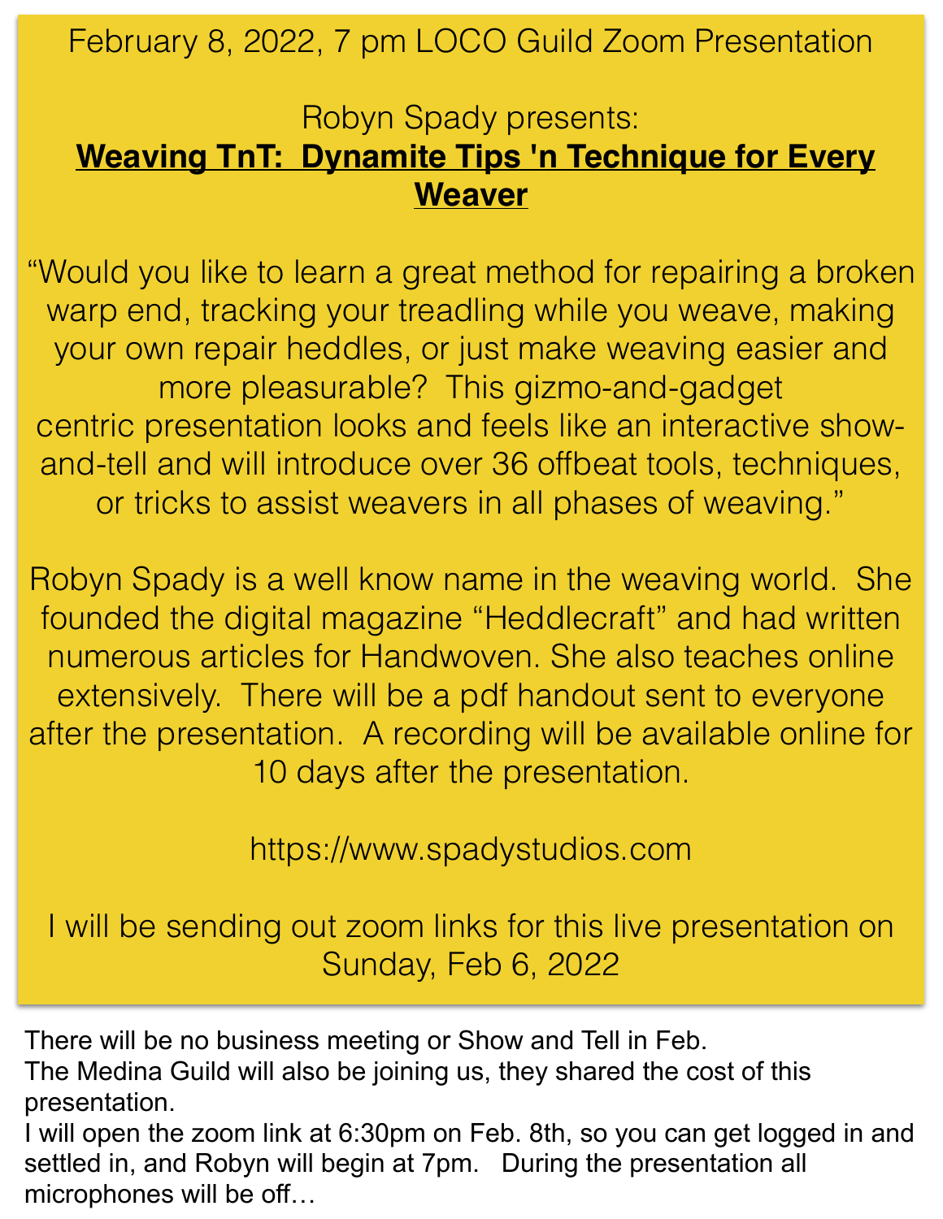February 8, 2022, 7 pm LOCO Guild Zoom Presentation

Robyn Spady presents:

**Weaving TnT: Dynamite Tips 'n Technique for Every Weaver**

"Would you like to learn a great method for repairing a broken warp end, tracking your treadling while you weave, making your own repair heddles, or just make weaving easier and more pleasurable? This gizmo-and-gadget centric presentation looks and feels like an interactive show-and-tell and will introduce over 36 offbeat tools, techniques, or tricks to assist weavers in all phases of weaving."

Robyn Spady is a well know name in the weaving world. She founded the digital magazine "Heddlecraft" and had written numerous articles for Handwoven. She also teaches online extensively. There will be a pdf handout sent to everyone after the presentation. A recording will be available online for 10 days after the presentation.

https://www.spadystudios.com

I will be sending out zoom links for this live presentation on Sunday, Feb 6, 2022

There will be no business meeting or Show and Tell in Feb.
The Medina Guild will also be joining us, they shared the cost of this presentation.
I will open the zoom link at 6:30pm on Feb. 8th, so you can get logged in and settled in, and Robyn will begin at 7pm. During the presentation all microphones will be off…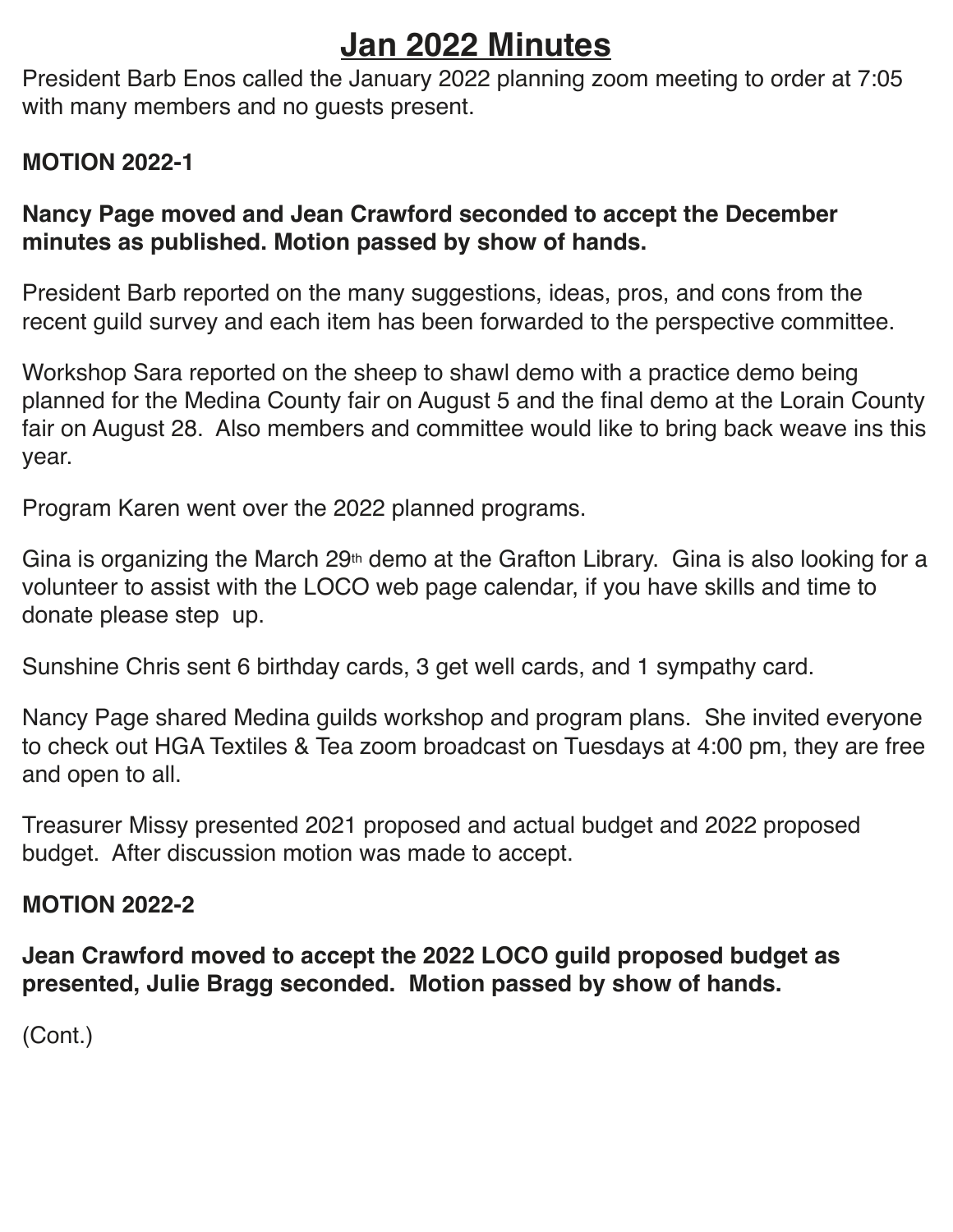# Jan 2022 Minutes

President Barb Enos called the January 2022 planning zoom meeting to order at 7:05 with many members and no guests present.

**MOTION 2022-1**

**Nancy Page moved and Jean Crawford seconded to accept the December minutes as published. Motion passed by show of hands.**

President Barb reported on the many suggestions, ideas, pros, and cons from the recent guild survey and each item has been forwarded to the perspective committee.

Workshop Sara reported on the sheep to shawl demo with a practice demo being planned for the Medina County fair on August 5 and the final demo at the Lorain County fair on August 28. Also members and committee would like to bring back weave ins this year.

Program Karen went over the 2022 planned programs.

Gina is organizing the March 29th demo at the Grafton Library. Gina is also looking for a volunteer to assist with the LOCO web page calendar, if you have skills and time to donate please step up.

Sunshine Chris sent 6 birthday cards, 3 get well cards, and 1 sympathy card.

Nancy Page shared Medina guilds workshop and program plans. She invited everyone to check out HGA Textiles & Tea zoom broadcast on Tuesdays at 4:00 pm, they are free and open to all.

Treasurer Missy presented 2021 proposed and actual budget and 2022 proposed budget. After discussion motion was made to accept.

**MOTION 2022-2**

**Jean Crawford moved to accept the 2022 LOCO guild proposed budget as presented, Julie Bragg seconded. Motion passed by show of hands.**

(Cont.)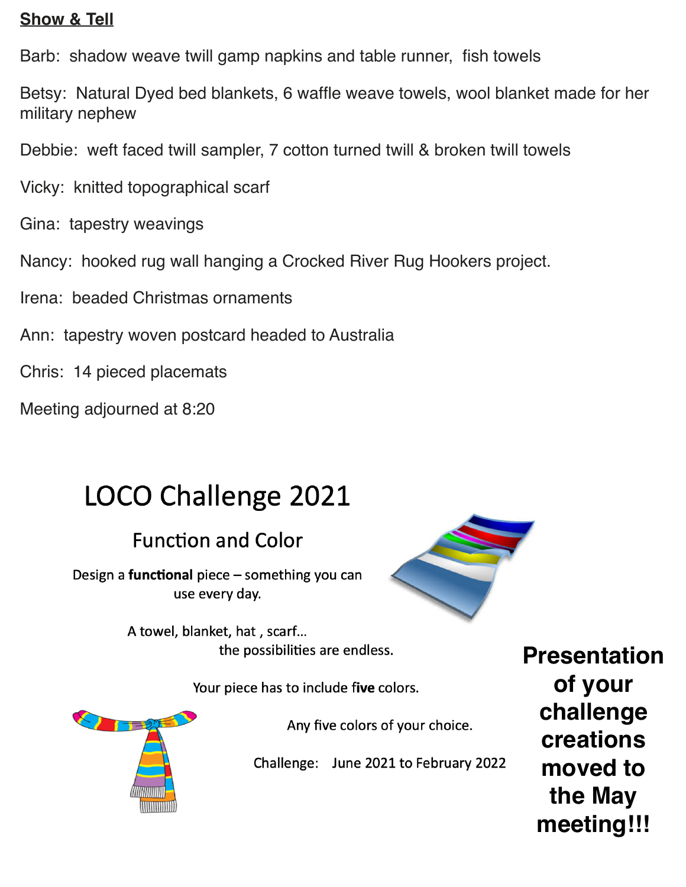**Show & Tell**

Barb: shadow weave twill gamp napkins and table runner, fish towels

Betsy: Natural Dyed bed blankets, 6 waffle weave towels, wool blanket made for her military nephew

Debbie: weft faced twill sampler, 7 cotton turned twill & broken twill towels

Vicky: knitted topographical scarf

Gina: tapestry weavings

Nancy: hooked rug wall hanging a Crocked River Rug Hookers project.

Irena: beaded Christmas ornaments

Ann: tapestry woven postcard headed to Australia

Chris: 14 pieced placemats

Meeting adjourned at 8:20

# LOCO Challenge 2021

## Function and Color

Design a **functional** piece – something you can use every day.

A towel, blanket, hat , scarf... the possibilities are endless.

Your piece has to include fi**ve** colors.

Any five colors of your choice.

Challenge: June 2021 to February 2022

**Presentation of your challenge creations moved to the May meeting!!!**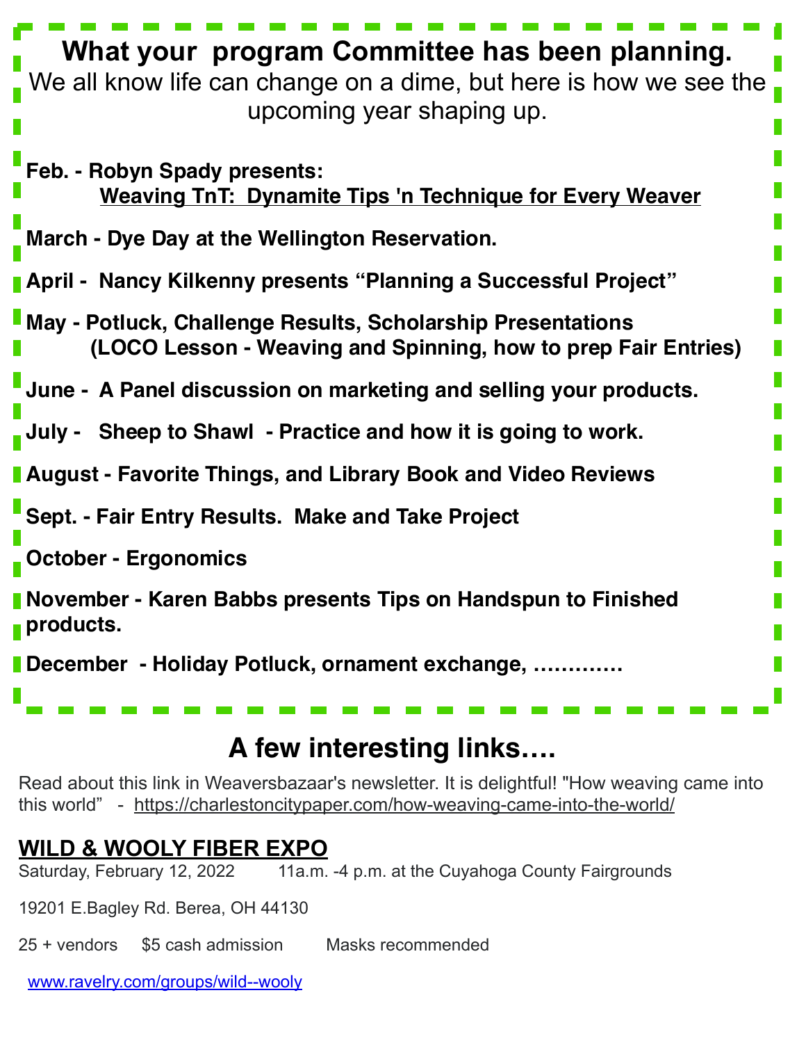## What your  program Committee has been planning.

We all know life can change on a dime, but here is how we see the upcoming year shaping up.

**Feb. - Robyn Spady presents:**
**Weaving TnT:  Dynamite Tips 'n Technique for Every Weaver**

**March - Dye Day at the Wellington Reservation.**

**April -  Nancy Kilkenny presents "Planning a Successful Project"**

**May - Potluck, Challenge Results, Scholarship Presentations**
**(LOCO Lesson - Weaving and Spinning, how to prep Fair Entries)**

**June -  A Panel discussion on marketing and selling your products.**

**July -   Sheep to Shawl  - Practice and how it is going to work.**

**August - Favorite Things, and Library Book and Video Reviews**

**Sept. - Fair Entry Results.  Make and Take Project**

**October - Ergonomics**

**November - Karen Babbs presents Tips on Handspun to Finished products.**

**December  - Holiday Potluck, ornament exchange, ………….**

## A few interesting links….

Read about this link in Weaversbazaar's newsletter. It is delightful! "How weaving came into this world"  -  https://charlestoncitypaper.com/how-weaving-came-into-the-world/

### WILD & WOOLY FIBER EXPO

Saturday, February 12, 2022    11a.m. -4 p.m. at the Cuyahoga County Fairgrounds

19201 E.Bagley Rd. Berea, OH 44130

25 + vendors   $5 cash admission    Masks recommended

www.ravelry.com/groups/wild--wooly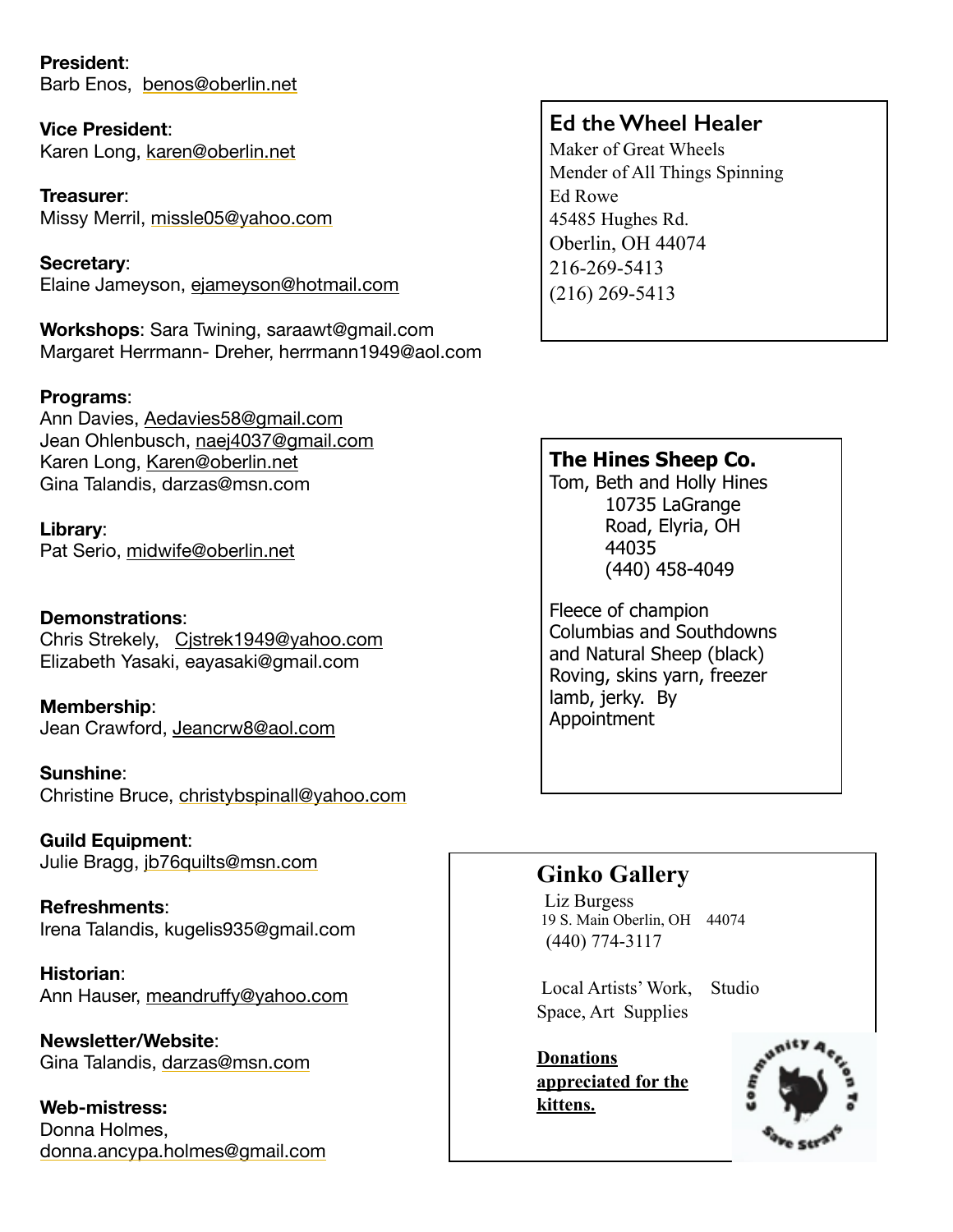**President**:
Barb Enos, benos@oberlin.net

**Vice President**:
Karen Long, karen@oberlin.net

**Treasurer**:
Missy Merril, missle05@yahoo.com

**Secretary**:
Elaine Jameyson, ejameyson@hotmail.com

**Workshops**: Sara Twining, saraawt@gmail.com
Margaret Herrmann- Dreher, herrmann1949@aol.com

**Programs**:
Ann Davies, Aedavies58@gmail.com
Jean Ohlenbusch, naej4037@gmail.com
Karen Long, Karen@oberlin.net
Gina Talandis, darzas@msn.com

**Library**:
Pat Serio, midwife@oberlin.net

**Demonstrations**:
Chris Strekely, Cjstrek1949@yahoo.com
Elizabeth Yasaki, eayasaki@gmail.com

**Membership**:
Jean Crawford, Jeancrw8@aol.com

**Sunshine**:
Christine Bruce, christybspinall@yahoo.com

**Guild Equipment**:
Julie Bragg, jb76quilts@msn.com

**Refreshments**:
Irena Talandis, kugelis935@gmail.com

**Historian**:
Ann Hauser, meandruffy@yahoo.com

**Newsletter/Website**:
Gina Talandis, darzas@msn.com

**Web-mistress:**
Donna Holmes,
donna.ancypa.holmes@gmail.com

### Ed the Wheel Healer

Maker of Great Wheels
Mender of All Things Spinning
Ed Rowe
45485 Hughes Rd.
Oberlin, OH 44074
216-269-5413
(216) 269-5413

### The Hines Sheep Co.

Tom, Beth and Holly Hines
10735 LaGrange Road, Elyria, OH 44035
(440) 458-4049

Fleece of champion Columbias and Southdowns and Natural Sheep (black) Roving, skins yarn, freezer lamb, jerky. By Appointment

### Ginko Gallery

Liz Burgess
19 S. Main Oberlin, OH 44074
(440) 774-3117

Local Artists' Work, Studio Space, Art Supplies

**Donations appreciated for the kittens.**

Community Action To Save Strays